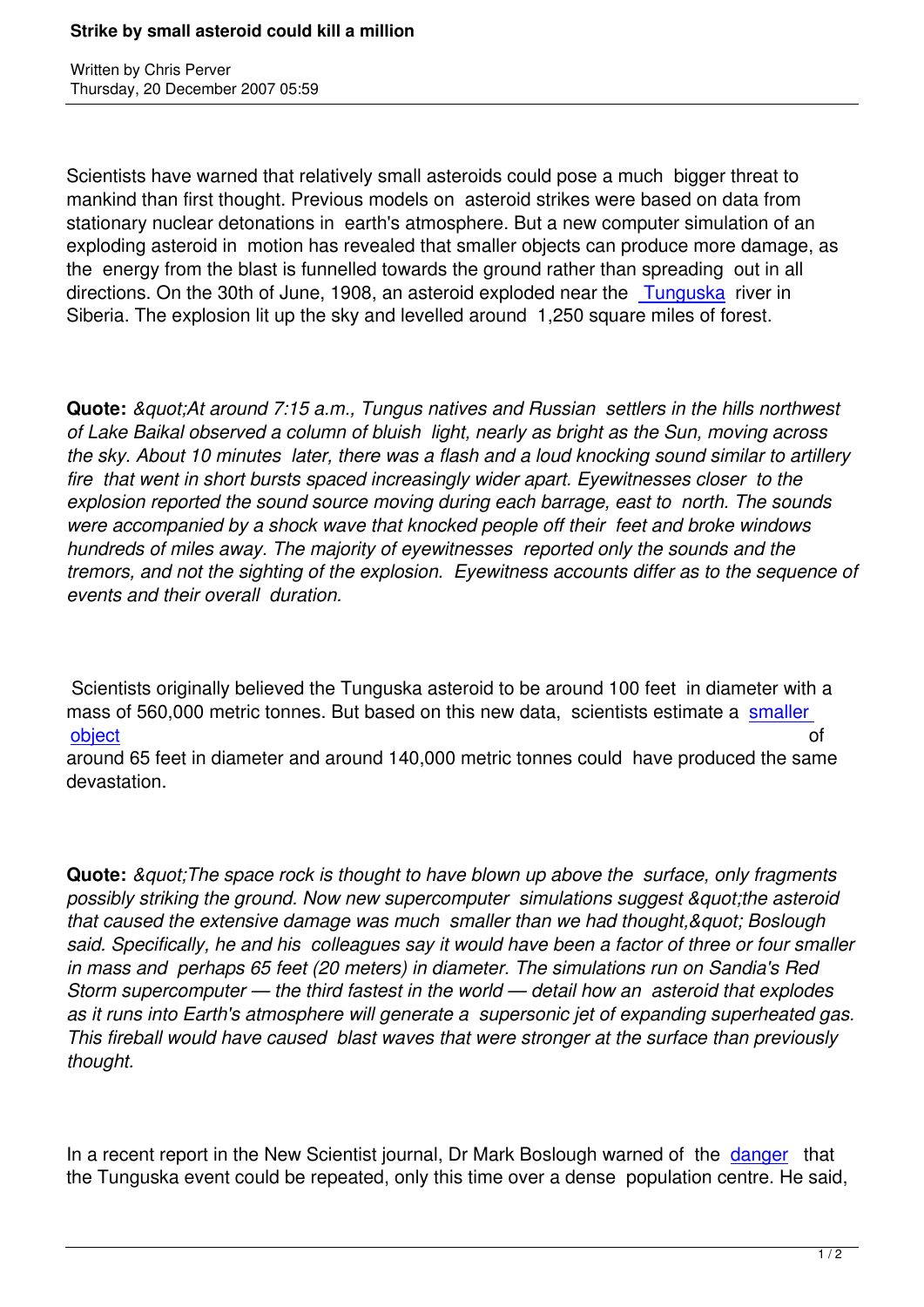# Strike by small asteroid could kill a million

Written by Chris Perver
Thursday, 20 December 2007 05:59

Scientists have warned that relatively small asteroids could pose a much bigger threat to mankind than first thought. Previous models on asteroid strikes were based on data from stationary nuclear detonations in earth's atmosphere. But a new computer simulation of an exploding asteroid in motion has revealed that smaller objects can produce more damage, as the energy from the blast is funnelled towards the ground rather than spreading out in all directions. On the 30th of June, 1908, an asteroid exploded near the Tunguska river in Siberia. The explosion lit up the sky and levelled around 1,250 square miles of forest.

**Quote:** *&quot;At around 7:15 a.m., Tungus natives and Russian settlers in the hills northwest of Lake Baikal observed a column of bluish light, nearly as bright as the Sun, moving across the sky. About 10 minutes later, there was a flash and a loud knocking sound similar to artillery fire that went in short bursts spaced increasingly wider apart. Eyewitnesses closer to the explosion reported the sound source moving during each barrage, east to north. The sounds were accompanied by a shock wave that knocked people off their feet and broke windows hundreds of miles away. The majority of eyewitnesses reported only the sounds and the tremors, and not the sighting of the explosion. Eyewitness accounts differ as to the sequence of events and their overall duration.*

Scientists originally believed the Tunguska asteroid to be around 100 feet in diameter with a mass of 560,000 metric tonnes. But based on this new data, scientists estimate a smaller object of around 65 feet in diameter and around 140,000 metric tonnes could have produced the same devastation.

**Quote:** *&quot;The space rock is thought to have blown up above the surface, only fragments possibly striking the ground. Now new supercomputer simulations suggest &quot;the asteroid that caused the extensive damage was much smaller than we had thought,&quot; Boslough said. Specifically, he and his colleagues say it would have been a factor of three or four smaller in mass and perhaps 65 feet (20 meters) in diameter. The simulations run on Sandia's Red Storm supercomputer — the third fastest in the world — detail how an asteroid that explodes as it runs into Earth's atmosphere will generate a supersonic jet of expanding superheated gas. This fireball would have caused blast waves that were stronger at the surface than previously thought.*

In a recent report in the New Scientist journal, Dr Mark Boslough warned of the danger that the Tunguska event could be repeated, only this time over a dense population centre. He said,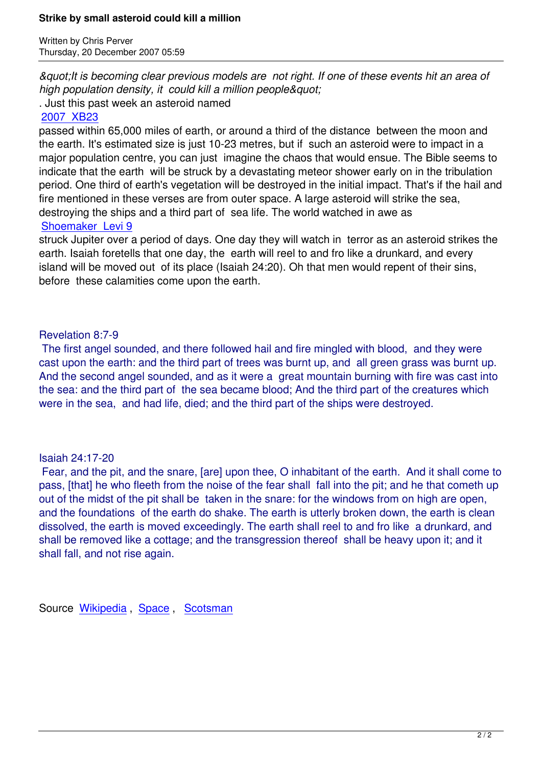*&quot;It is becoming clear previous models are not right. If one of these events hit an area of high population density, it could kill a million people&quot;*

. Just this past week an asteroid named [2007 XB23](#) passed within 65,000 miles of earth, or around a third of the distance between the moon and the earth. It's estimated size is just 10-23 metres, but if such an asteroid were to impact in a major population centre, you can just imagine the chaos that would ensue. The Bible seems to indicate that the earth will be struck by a devastating meteor shower early on in the tribulation period. One third of earth's vegetation will be destroyed in the initial impact. That's if the hail and fire mentioned in these verses are from outer space. A large asteroid will strike the sea, destroying the ships and a third part of sea life. The world watched in awe as [Shoemaker Levi 9](#) struck Jupiter over a period of days. One day they will watch in terror as an asteroid strikes the earth. Isaiah foretells that one day, the earth will reel to and fro like a drunkard, and every island will be moved out of its place (Isaiah 24:20). Oh that men would repent of their sins, before these calamities come upon the earth.

Revelation 8:7-9

The first angel sounded, and there followed hail and fire mingled with blood, and they were cast upon the earth: and the third part of trees was burnt up, and all green grass was burnt up. And the second angel sounded, and as it were a great mountain burning with fire was cast into the sea: and the third part of the sea became blood; And the third part of the creatures which were in the sea, and had life, died; and the third part of the ships were destroyed.

Isaiah 24:17-20

Fear, and the pit, and the snare, [are] upon thee, O inhabitant of the earth. And it shall come to pass, [that] he who fleeth from the noise of the fear shall fall into the pit; and he that cometh up out of the midst of the pit shall be taken in the snare: for the windows from on high are open, and the foundations of the earth do shake. The earth is utterly broken down, the earth is clean dissolved, the earth is moved exceedingly. The earth shall reel to and fro like a drunkard, and shall be removed like a cottage; and the transgression thereof shall be heavy upon it; and it shall fall, and not rise again.

Source [Wikipedia](#) , [Space](#) , [Scotsman](#)